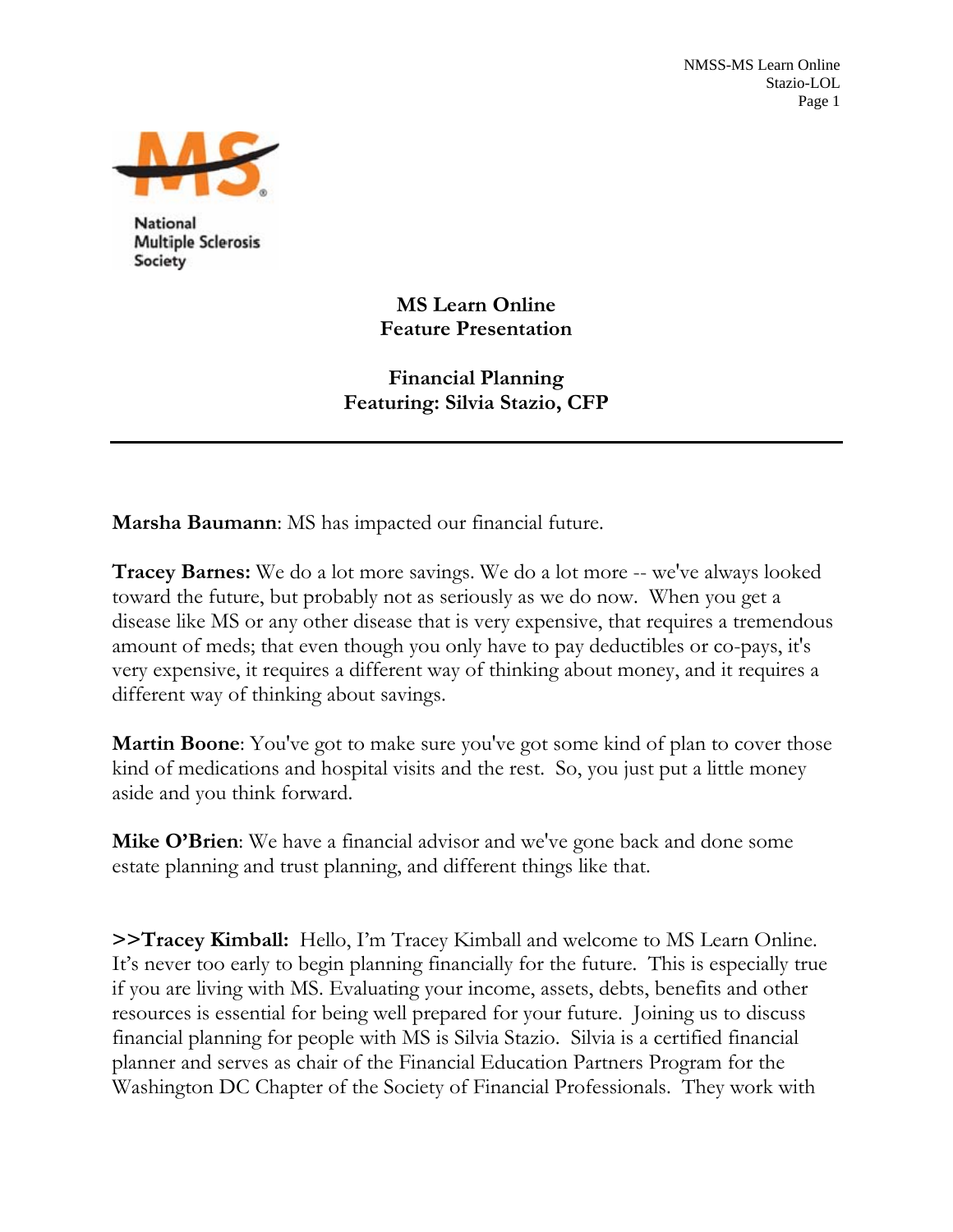National Multiple Sclerosis Society

# MS Learn Online
## Feature Presentation

## Financial Planning
## Featuring: Silvia Stazio, CFP

---

**Marsha Baumann**: MS has impacted our financial future.

**Tracey Barnes:** We do a lot more savings. We do a lot more -- we've always looked toward the future, but probably not as seriously as we do now. When you get a disease like MS or any other disease that is very expensive, that requires a tremendous amount of meds; that even though you only have to pay deductibles or co-pays, it's very expensive, it requires a different way of thinking about money, and it requires a different way of thinking about savings.

**Martin Boone**: You've got to make sure you've got some kind of plan to cover those kind of medications and hospital visits and the rest. So, you just put a little money aside and you think forward.

**Mike O'Brien**: We have a financial advisor and we've gone back and done some estate planning and trust planning, and different things like that.

**>>Tracey Kimball:** Hello, I'm Tracey Kimball and welcome to MS Learn Online. It's never too early to begin planning financially for the future. This is especially true if you are living with MS. Evaluating your income, assets, debts, benefits and other resources is essential for being well prepared for your future. Joining us to discuss financial planning for people with MS is Silvia Stazio. Silvia is a certified financial planner and serves as chair of the Financial Education Partners Program for the Washington DC Chapter of the Society of Financial Professionals. They work with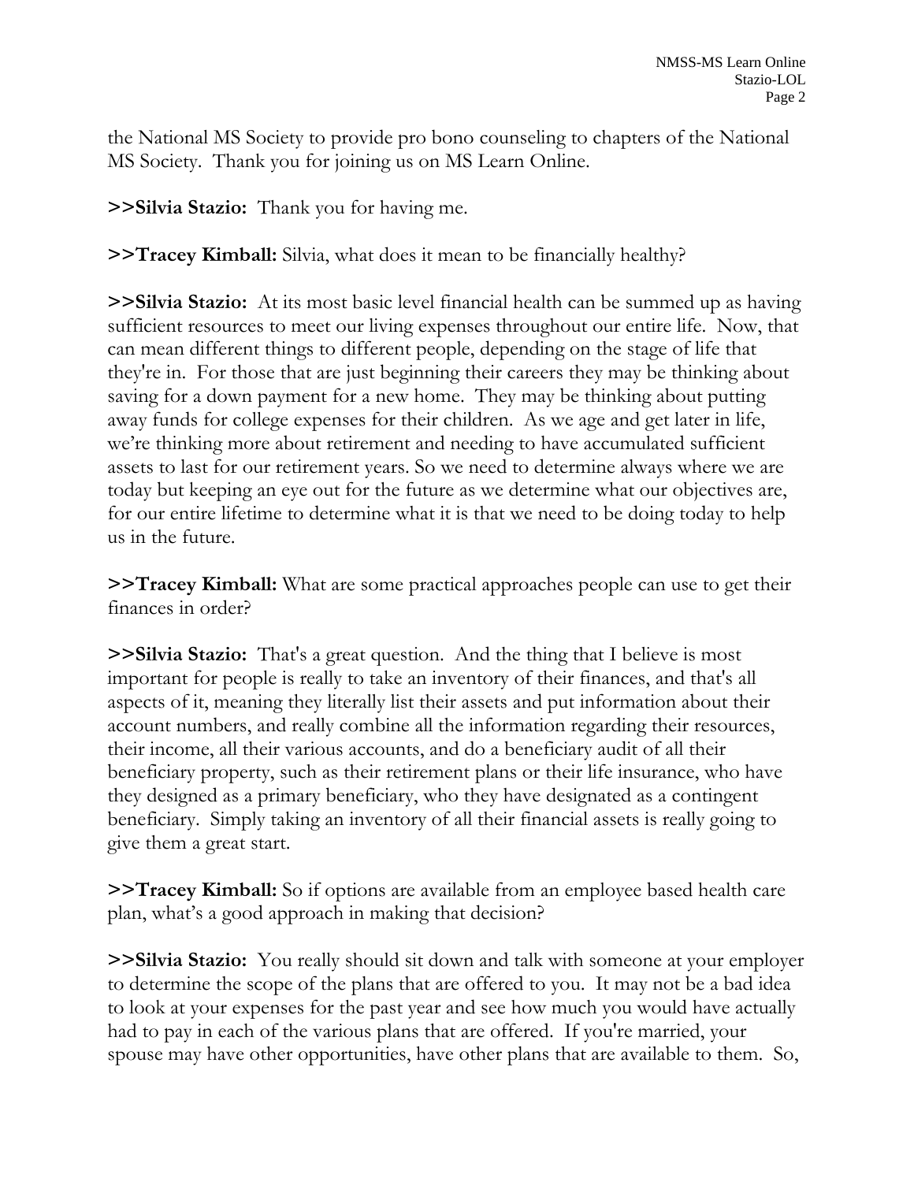the National MS Society to provide pro bono counseling to chapters of the National MS Society. Thank you for joining us on MS Learn Online.

**>>Silvia Stazio:** Thank you for having me.

**>>Tracey Kimball:** Silvia, what does it mean to be financially healthy?

**>>Silvia Stazio:** At its most basic level financial health can be summed up as having sufficient resources to meet our living expenses throughout our entire life. Now, that can mean different things to different people, depending on the stage of life that they're in. For those that are just beginning their careers they may be thinking about saving for a down payment for a new home. They may be thinking about putting away funds for college expenses for their children. As we age and get later in life, we're thinking more about retirement and needing to have accumulated sufficient assets to last for our retirement years. So we need to determine always where we are today but keeping an eye out for the future as we determine what our objectives are, for our entire lifetime to determine what it is that we need to be doing today to help us in the future.

**>>Tracey Kimball:** What are some practical approaches people can use to get their finances in order?

**>>Silvia Stazio:** That's a great question. And the thing that I believe is most important for people is really to take an inventory of their finances, and that's all aspects of it, meaning they literally list their assets and put information about their account numbers, and really combine all the information regarding their resources, their income, all their various accounts, and do a beneficiary audit of all their beneficiary property, such as their retirement plans or their life insurance, who have they designed as a primary beneficiary, who they have designated as a contingent beneficiary. Simply taking an inventory of all their financial assets is really going to give them a great start.

**>>Tracey Kimball:** So if options are available from an employee based health care plan, what's a good approach in making that decision?

**>>Silvia Stazio:** You really should sit down and talk with someone at your employer to determine the scope of the plans that are offered to you. It may not be a bad idea to look at your expenses for the past year and see how much you would have actually had to pay in each of the various plans that are offered. If you're married, your spouse may have other opportunities, have other plans that are available to them. So,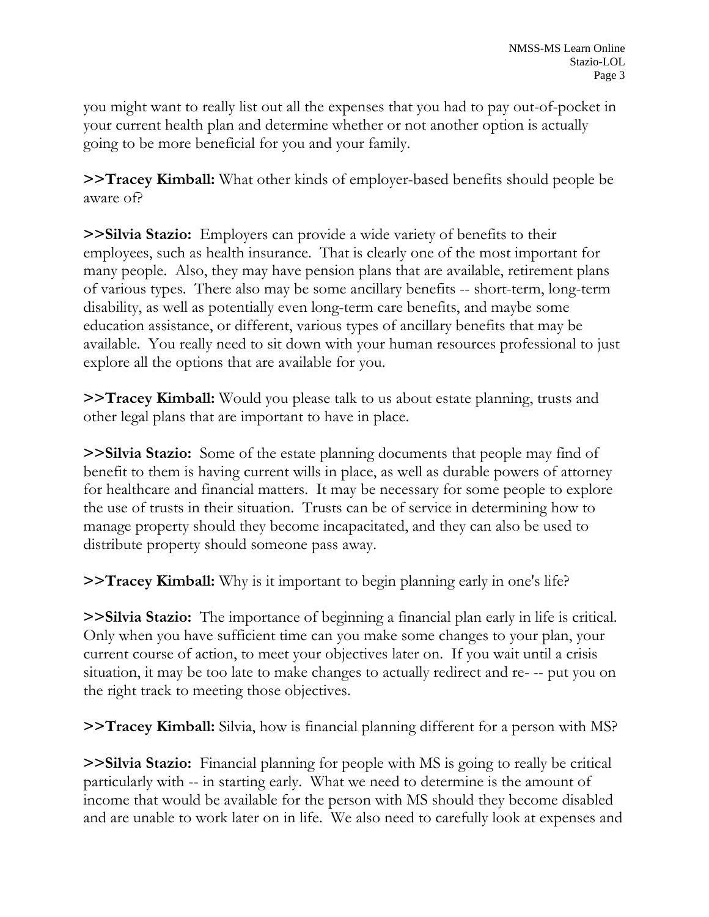you might want to really list out all the expenses that you had to pay out-of-pocket in your current health plan and determine whether or not another option is actually going to be more beneficial for you and your family.

**>>Tracey Kimball:** What other kinds of employer-based benefits should people be aware of?

**>>Silvia Stazio:** Employers can provide a wide variety of benefits to their employees, such as health insurance. That is clearly one of the most important for many people. Also, they may have pension plans that are available, retirement plans of various types. There also may be some ancillary benefits -- short-term, long-term disability, as well as potentially even long-term care benefits, and maybe some education assistance, or different, various types of ancillary benefits that may be available. You really need to sit down with your human resources professional to just explore all the options that are available for you.

**>>Tracey Kimball:** Would you please talk to us about estate planning, trusts and other legal plans that are important to have in place.

**>>Silvia Stazio:** Some of the estate planning documents that people may find of benefit to them is having current wills in place, as well as durable powers of attorney for healthcare and financial matters. It may be necessary for some people to explore the use of trusts in their situation. Trusts can be of service in determining how to manage property should they become incapacitated, and they can also be used to distribute property should someone pass away.

**>>Tracey Kimball:** Why is it important to begin planning early in one's life?

**>>Silvia Stazio:** The importance of beginning a financial plan early in life is critical. Only when you have sufficient time can you make some changes to your plan, your current course of action, to meet your objectives later on. If you wait until a crisis situation, it may be too late to make changes to actually redirect and re- -- put you on the right track to meeting those objectives.

**>>Tracey Kimball:** Silvia, how is financial planning different for a person with MS?

**>>Silvia Stazio:** Financial planning for people with MS is going to really be critical particularly with -- in starting early. What we need to determine is the amount of income that would be available for the person with MS should they become disabled and are unable to work later on in life. We also need to carefully look at expenses and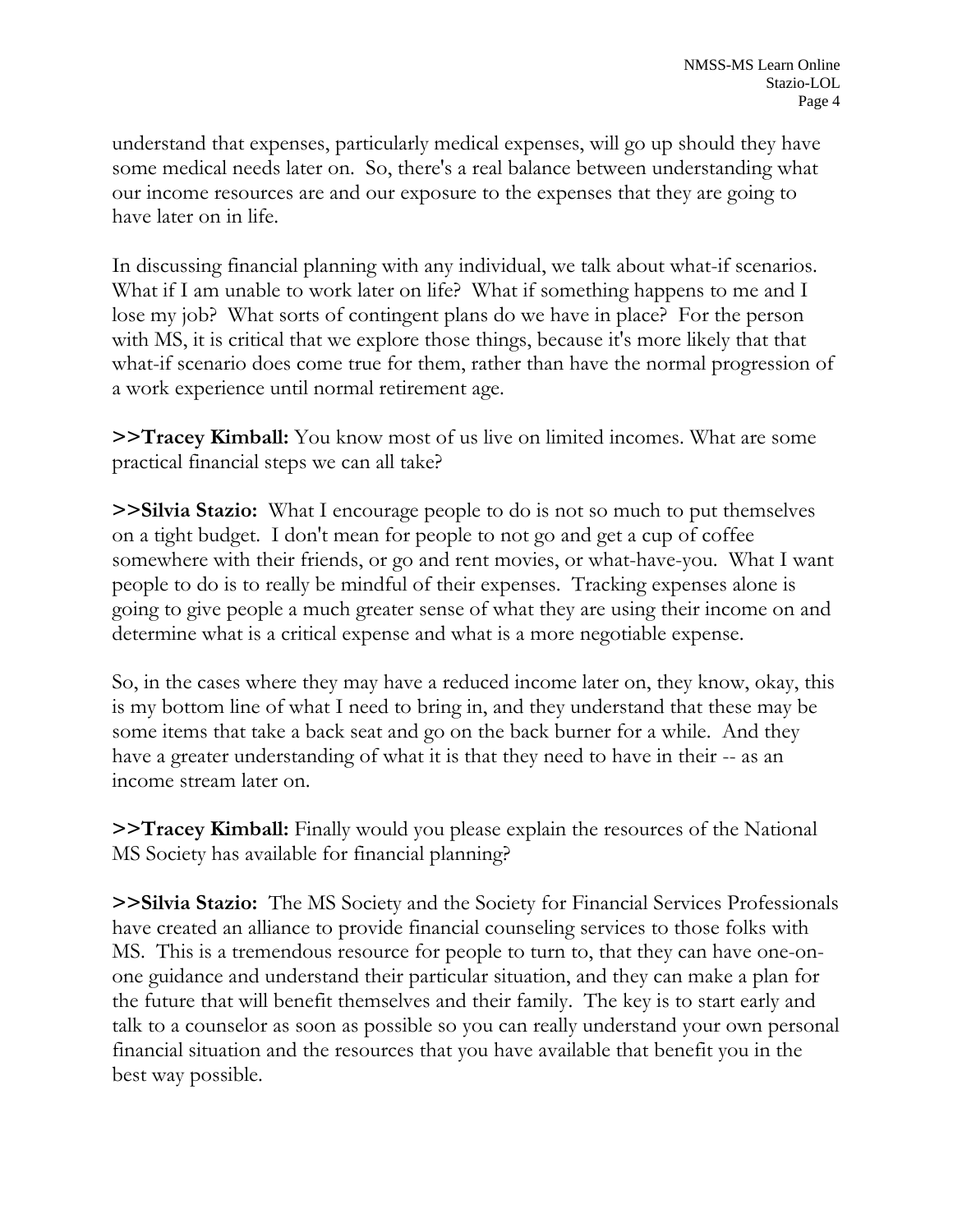understand that expenses, particularly medical expenses, will go up should they have some medical needs later on. So, there's a real balance between understanding what our income resources are and our exposure to the expenses that they are going to have later on in life.

In discussing financial planning with any individual, we talk about what-if scenarios. What if I am unable to work later on life? What if something happens to me and I lose my job? What sorts of contingent plans do we have in place? For the person with MS, it is critical that we explore those things, because it's more likely that that what-if scenario does come true for them, rather than have the normal progression of a work experience until normal retirement age.

**>>Tracey Kimball:** You know most of us live on limited incomes. What are some practical financial steps we can all take?

**>>Silvia Stazio:** What I encourage people to do is not so much to put themselves on a tight budget. I don't mean for people to not go and get a cup of coffee somewhere with their friends, or go and rent movies, or what-have-you. What I want people to do is to really be mindful of their expenses. Tracking expenses alone is going to give people a much greater sense of what they are using their income on and determine what is a critical expense and what is a more negotiable expense.

So, in the cases where they may have a reduced income later on, they know, okay, this is my bottom line of what I need to bring in, and they understand that these may be some items that take a back seat and go on the back burner for a while. And they have a greater understanding of what it is that they need to have in their -- as an income stream later on.

**>>Tracey Kimball:** Finally would you please explain the resources of the National MS Society has available for financial planning?

**>>Silvia Stazio:** The MS Society and the Society for Financial Services Professionals have created an alliance to provide financial counseling services to those folks with MS. This is a tremendous resource for people to turn to, that they can have one-on-one guidance and understand their particular situation, and they can make a plan for the future that will benefit themselves and their family. The key is to start early and talk to a counselor as soon as possible so you can really understand your own personal financial situation and the resources that you have available that benefit you in the best way possible.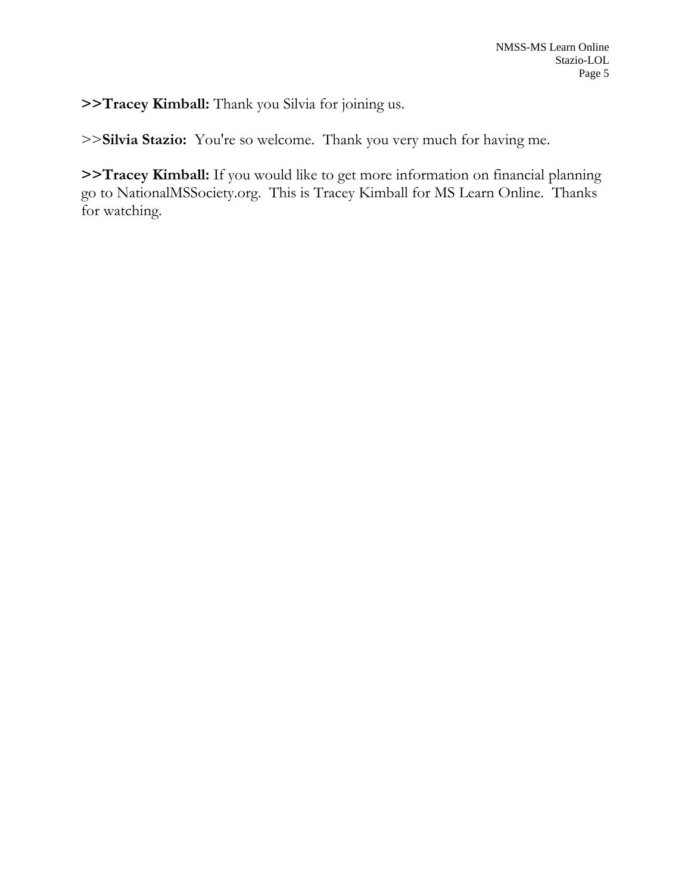**>>Tracey Kimball:** Thank you Silvia for joining us.

>>**Silvia Stazio:** You're so welcome. Thank you very much for having me.

**>>Tracey Kimball:** If you would like to get more information on financial planning go to NationalMSSociety.org. This is Tracey Kimball for MS Learn Online. Thanks for watching.